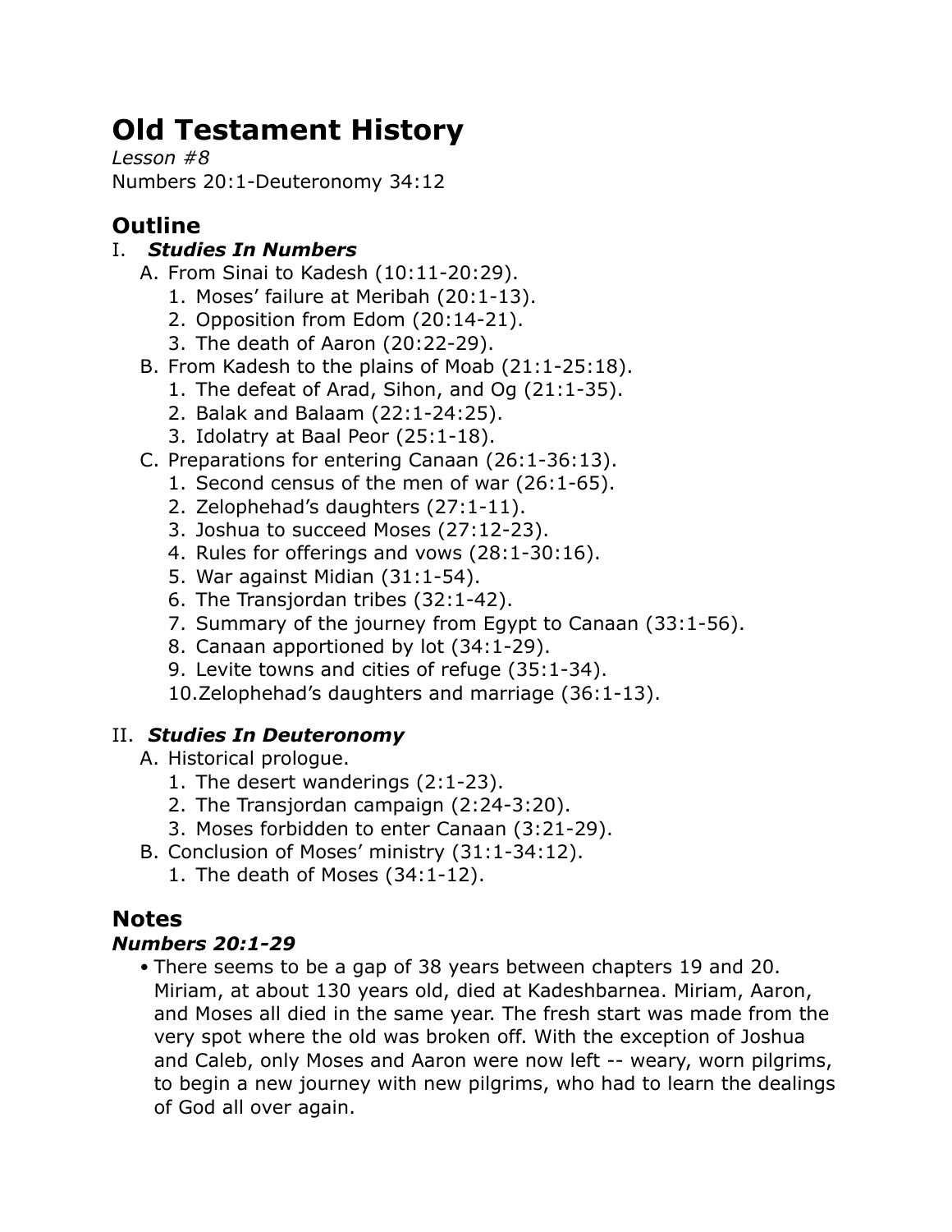# Old Testament History

*Lesson #8*

Numbers 20:1-Deuteronomy 34:12

## Outline

I. ***Studies In Numbers***

   A. From Sinai to Kadesh (10:11-20:29).
      1. Moses' failure at Meribah (20:1-13).
      2. Opposition from Edom (20:14-21).
      3. The death of Aaron (20:22-29).

   B. From Kadesh to the plains of Moab (21:1-25:18).
      1. The defeat of Arad, Sihon, and Og (21:1-35).
      2. Balak and Balaam (22:1-24:25).
      3. Idolatry at Baal Peor (25:1-18).

   C. Preparations for entering Canaan (26:1-36:13).
      1. Second census of the men of war (26:1-65).
      2. Zelophehad's daughters (27:1-11).
      3. Joshua to succeed Moses (27:12-23).
      4. Rules for offerings and vows (28:1-30:16).
      5. War against Midian (31:1-54).
      6. The Transjordan tribes (32:1-42).
      7. Summary of the journey from Egypt to Canaan (33:1-56).
      8. Canaan apportioned by lot (34:1-29).
      9. Levite towns and cities of refuge (35:1-34).
      10. Zelophehad's daughters and marriage (36:1-13).

II. ***Studies In Deuteronomy***

   A. Historical prologue.
      1. The desert wanderings (2:1-23).
      2. The Transjordan campaign (2:24-3:20).
      3. Moses forbidden to enter Canaan (3:21-29).

   B. Conclusion of Moses' ministry (31:1-34:12).
      1. The death of Moses (34:1-12).

## Notes

### *Numbers 20:1-29*

- There seems to be a gap of 38 years between chapters 19 and 20. Miriam, at about 130 years old, died at Kadeshbarnea. Miriam, Aaron, and Moses all died in the same year. The fresh start was made from the very spot where the old was broken off. With the exception of Joshua and Caleb, only Moses and Aaron were now left -- weary, worn pilgrims, to begin a new journey with new pilgrims, who had to learn the dealings of God all over again.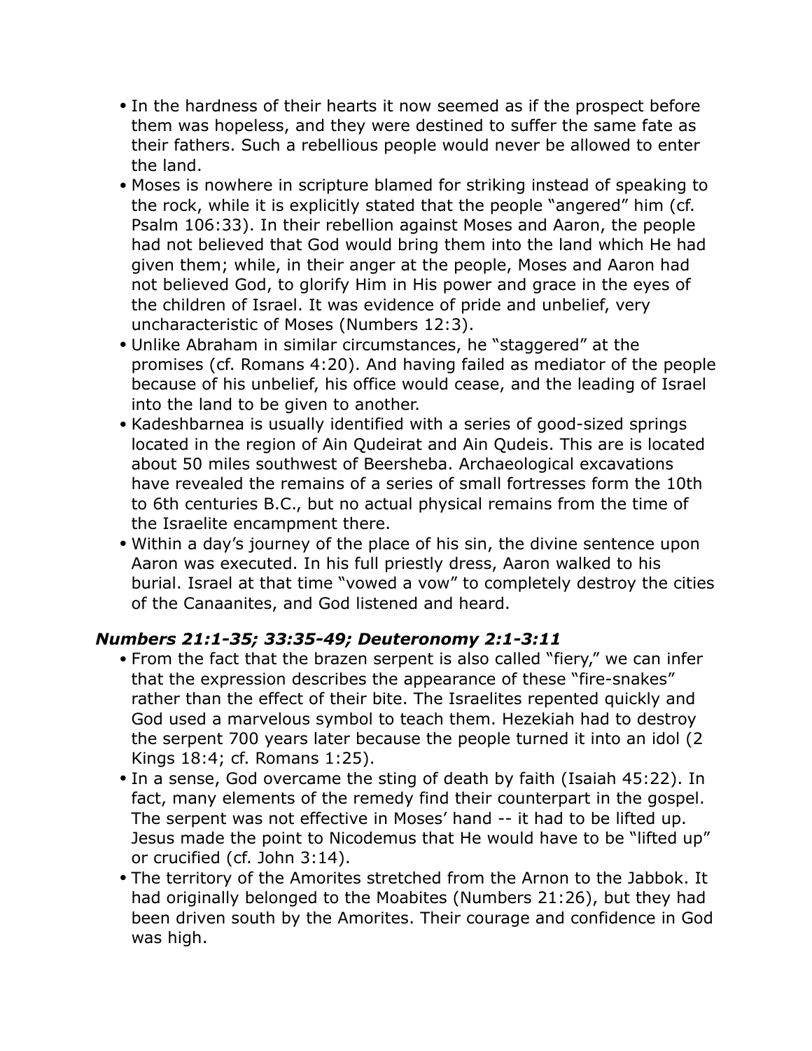- In the hardness of their hearts it now seemed as if the prospect before them was hopeless, and they were destined to suffer the same fate as their fathers. Such a rebellious people would never be allowed to enter the land.
- Moses is nowhere in scripture blamed for striking instead of speaking to the rock, while it is explicitly stated that the people "angered" him (cf. Psalm 106:33). In their rebellion against Moses and Aaron, the people had not believed that God would bring them into the land which He had given them; while, in their anger at the people, Moses and Aaron had not believed God, to glorify Him in His power and grace in the eyes of the children of Israel. It was evidence of pride and unbelief, very uncharacteristic of Moses (Numbers 12:3).
- Unlike Abraham in similar circumstances, he "staggered" at the promises (cf. Romans 4:20). And having failed as mediator of the people because of his unbelief, his office would cease, and the leading of Israel into the land to be given to another.
- Kadeshbarnea is usually identified with a series of good-sized springs located in the region of Ain Qudeirat and Ain Qudeis. This are is located about 50 miles southwest of Beersheba. Archaeological excavations have revealed the remains of a series of small fortresses form the 10th to 6th centuries B.C., but no actual physical remains from the time of the Israelite encampment there.
- Within a day's journey of the place of his sin, the divine sentence upon Aaron was executed. In his full priestly dress, Aaron walked to his burial. Israel at that time "vowed a vow" to completely destroy the cities of the Canaanites, and God listened and heard.

### *Numbers 21:1-35; 33:35-49; Deuteronomy 2:1-3:11*

- From the fact that the brazen serpent is also called "fiery," we can infer that the expression describes the appearance of these "fire-snakes" rather than the effect of their bite. The Israelites repented quickly and God used a marvelous symbol to teach them. Hezekiah had to destroy the serpent 700 years later because the people turned it into an idol (2 Kings 18:4; cf. Romans 1:25).
- In a sense, God overcame the sting of death by faith (Isaiah 45:22). In fact, many elements of the remedy find their counterpart in the gospel. The serpent was not effective in Moses' hand -- it had to be lifted up. Jesus made the point to Nicodemus that He would have to be "lifted up" or crucified (cf. John 3:14).
- The territory of the Amorites stretched from the Arnon to the Jabbok. It had originally belonged to the Moabites (Numbers 21:26), but they had been driven south by the Amorites. Their courage and confidence in God was high.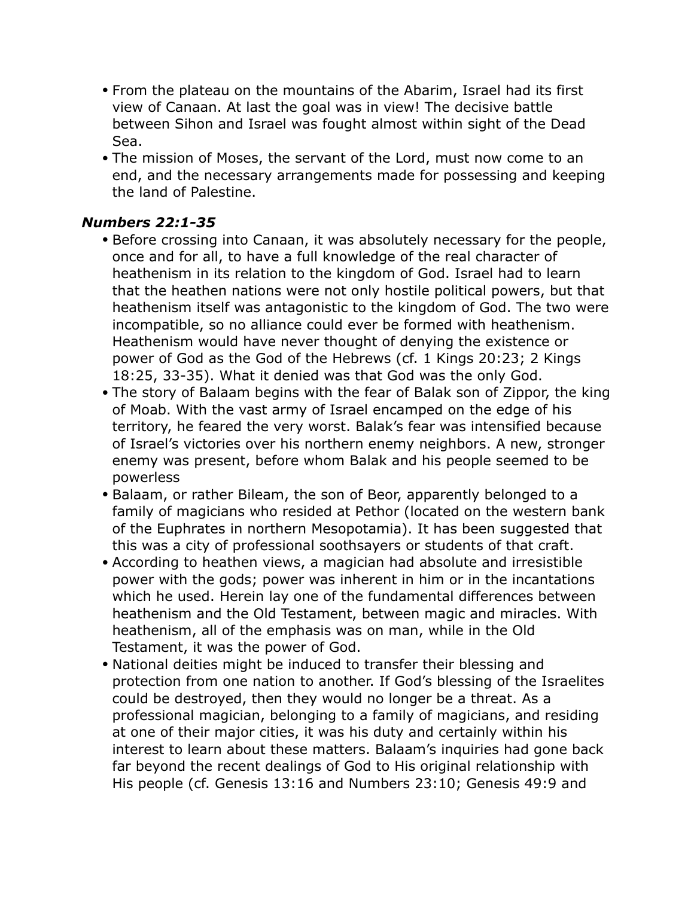- From the plateau on the mountains of the Abarim, Israel had its first view of Canaan. At last the goal was in view! The decisive battle between Sihon and Israel was fought almost within sight of the Dead Sea.
- The mission of Moses, the servant of the Lord, must now come to an end, and the necessary arrangements made for possessing and keeping the land of Palestine.

### *Numbers 22:1-35*

- Before crossing into Canaan, it was absolutely necessary for the people, once and for all, to have a full knowledge of the real character of heathenism in its relation to the kingdom of God. Israel had to learn that the heathen nations were not only hostile political powers, but that heathenism itself was antagonistic to the kingdom of God. The two were incompatible, so no alliance could ever be formed with heathenism. Heathenism would have never thought of denying the existence or power of God as the God of the Hebrews (cf. 1 Kings 20:23; 2 Kings 18:25, 33-35). What it denied was that God was the only God.
- The story of Balaam begins with the fear of Balak son of Zippor, the king of Moab. With the vast army of Israel encamped on the edge of his territory, he feared the very worst. Balak's fear was intensified because of Israel's victories over his northern enemy neighbors. A new, stronger enemy was present, before whom Balak and his people seemed to be powerless
- Balaam, or rather Bileam, the son of Beor, apparently belonged to a family of magicians who resided at Pethor (located on the western bank of the Euphrates in northern Mesopotamia). It has been suggested that this was a city of professional soothsayers or students of that craft.
- According to heathen views, a magician had absolute and irresistible power with the gods; power was inherent in him or in the incantations which he used. Herein lay one of the fundamental differences between heathenism and the Old Testament, between magic and miracles. With heathenism, all of the emphasis was on man, while in the Old Testament, it was the power of God.
- National deities might be induced to transfer their blessing and protection from one nation to another. If God's blessing of the Israelites could be destroyed, then they would no longer be a threat. As a professional magician, belonging to a family of magicians, and residing at one of their major cities, it was his duty and certainly within his interest to learn about these matters. Balaam's inquiries had gone back far beyond the recent dealings of God to His original relationship with His people (cf. Genesis 13:16 and Numbers 23:10; Genesis 49:9 and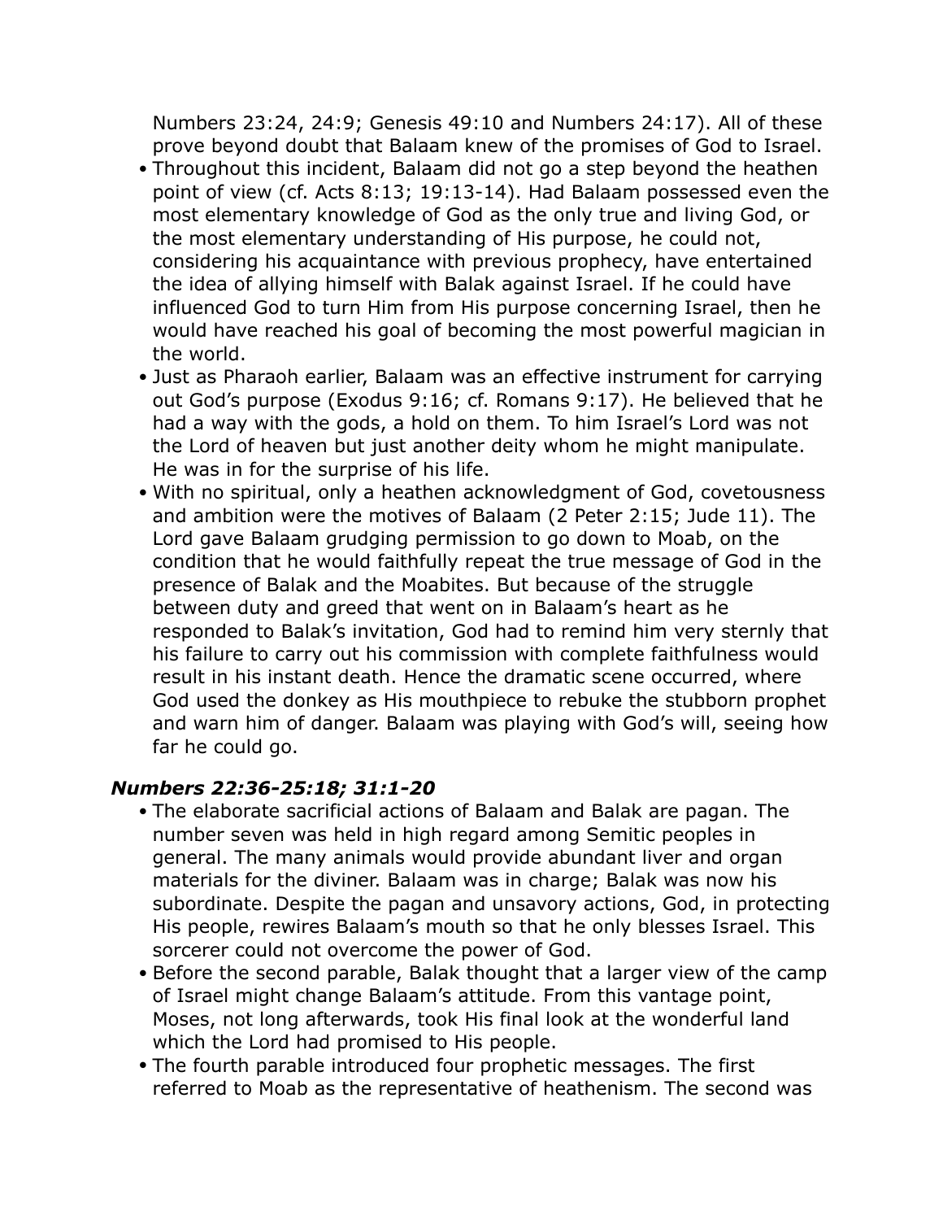Numbers 23:24, 24:9; Genesis 49:10 and Numbers 24:17). All of these prove beyond doubt that Balaam knew of the promises of God to Israel.

- Throughout this incident, Balaam did not go a step beyond the heathen point of view (cf. Acts 8:13; 19:13-14). Had Balaam possessed even the most elementary knowledge of God as the only true and living God, or the most elementary understanding of His purpose, he could not, considering his acquaintance with previous prophecy, have entertained the idea of allying himself with Balak against Israel. If he could have influenced God to turn Him from His purpose concerning Israel, then he would have reached his goal of becoming the most powerful magician in the world.
- Just as Pharaoh earlier, Balaam was an effective instrument for carrying out God's purpose (Exodus 9:16; cf. Romans 9:17). He believed that he had a way with the gods, a hold on them. To him Israel's Lord was not the Lord of heaven but just another deity whom he might manipulate. He was in for the surprise of his life.
- With no spiritual, only a heathen acknowledgment of God, covetousness and ambition were the motives of Balaam (2 Peter 2:15; Jude 11). The Lord gave Balaam grudging permission to go down to Moab, on the condition that he would faithfully repeat the true message of God in the presence of Balak and the Moabites. But because of the struggle between duty and greed that went on in Balaam's heart as he responded to Balak's invitation, God had to remind him very sternly that his failure to carry out his commission with complete faithfulness would result in his instant death. Hence the dramatic scene occurred, where God used the donkey as His mouthpiece to rebuke the stubborn prophet and warn him of danger. Balaam was playing with God's will, seeing how far he could go.

### *Numbers 22:36-25:18; 31:1-20*

- The elaborate sacrificial actions of Balaam and Balak are pagan. The number seven was held in high regard among Semitic peoples in general. The many animals would provide abundant liver and organ materials for the diviner. Balaam was in charge; Balak was now his subordinate. Despite the pagan and unsavory actions, God, in protecting His people, rewires Balaam's mouth so that he only blesses Israel. This sorcerer could not overcome the power of God.
- Before the second parable, Balak thought that a larger view of the camp of Israel might change Balaam's attitude. From this vantage point, Moses, not long afterwards, took His final look at the wonderful land which the Lord had promised to His people.
- The fourth parable introduced four prophetic messages. The first referred to Moab as the representative of heathenism. The second was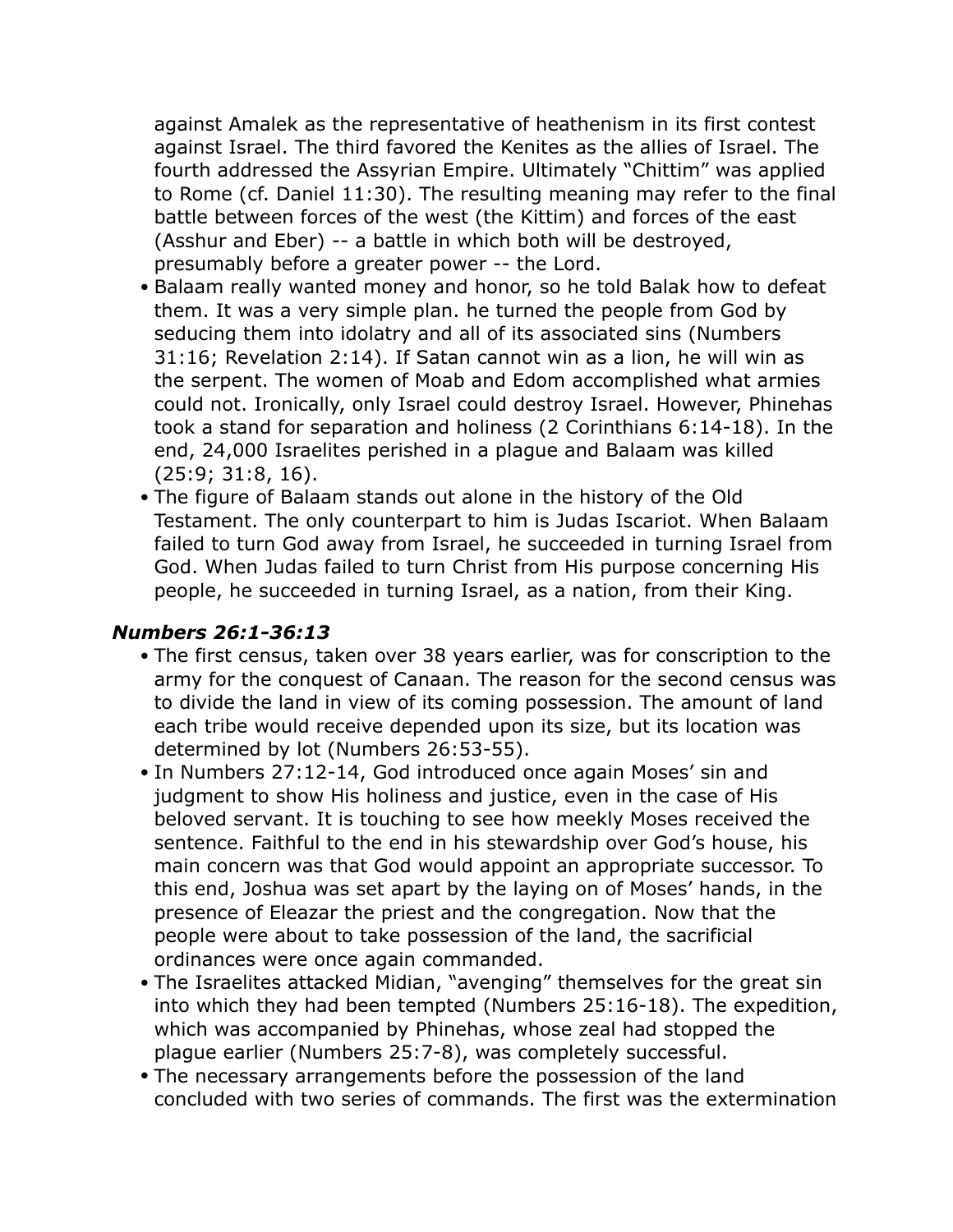against Amalek as the representative of heathenism in its first contest against Israel. The third favored the Kenites as the allies of Israel. The fourth addressed the Assyrian Empire. Ultimately "Chittim" was applied to Rome (cf. Daniel 11:30). The resulting meaning may refer to the final battle between forces of the west (the Kittim) and forces of the east (Asshur and Eber) -- a battle in which both will be destroyed, presumably before a greater power -- the Lord.

- Balaam really wanted money and honor, so he told Balak how to defeat them. It was a very simple plan. he turned the people from God by seducing them into idolatry and all of its associated sins (Numbers 31:16; Revelation 2:14). If Satan cannot win as a lion, he will win as the serpent. The women of Moab and Edom accomplished what armies could not. Ironically, only Israel could destroy Israel. However, Phinehas took a stand for separation and holiness (2 Corinthians 6:14-18). In the end, 24,000 Israelites perished in a plague and Balaam was killed (25:9; 31:8, 16).
- The figure of Balaam stands out alone in the history of the Old Testament. The only counterpart to him is Judas Iscariot. When Balaam failed to turn God away from Israel, he succeeded in turning Israel from God. When Judas failed to turn Christ from His purpose concerning His people, he succeeded in turning Israel, as a nation, from their King.

### *Numbers 26:1-36:13*

- The first census, taken over 38 years earlier, was for conscription to the army for the conquest of Canaan. The reason for the second census was to divide the land in view of its coming possession. The amount of land each tribe would receive depended upon its size, but its location was determined by lot (Numbers 26:53-55).
- In Numbers 27:12-14, God introduced once again Moses' sin and judgment to show His holiness and justice, even in the case of His beloved servant. It is touching to see how meekly Moses received the sentence. Faithful to the end in his stewardship over God's house, his main concern was that God would appoint an appropriate successor. To this end, Joshua was set apart by the laying on of Moses' hands, in the presence of Eleazar the priest and the congregation. Now that the people were about to take possession of the land, the sacrificial ordinances were once again commanded.
- The Israelites attacked Midian, "avenging" themselves for the great sin into which they had been tempted (Numbers 25:16-18). The expedition, which was accompanied by Phinehas, whose zeal had stopped the plague earlier (Numbers 25:7-8), was completely successful.
- The necessary arrangements before the possession of the land concluded with two series of commands. The first was the extermination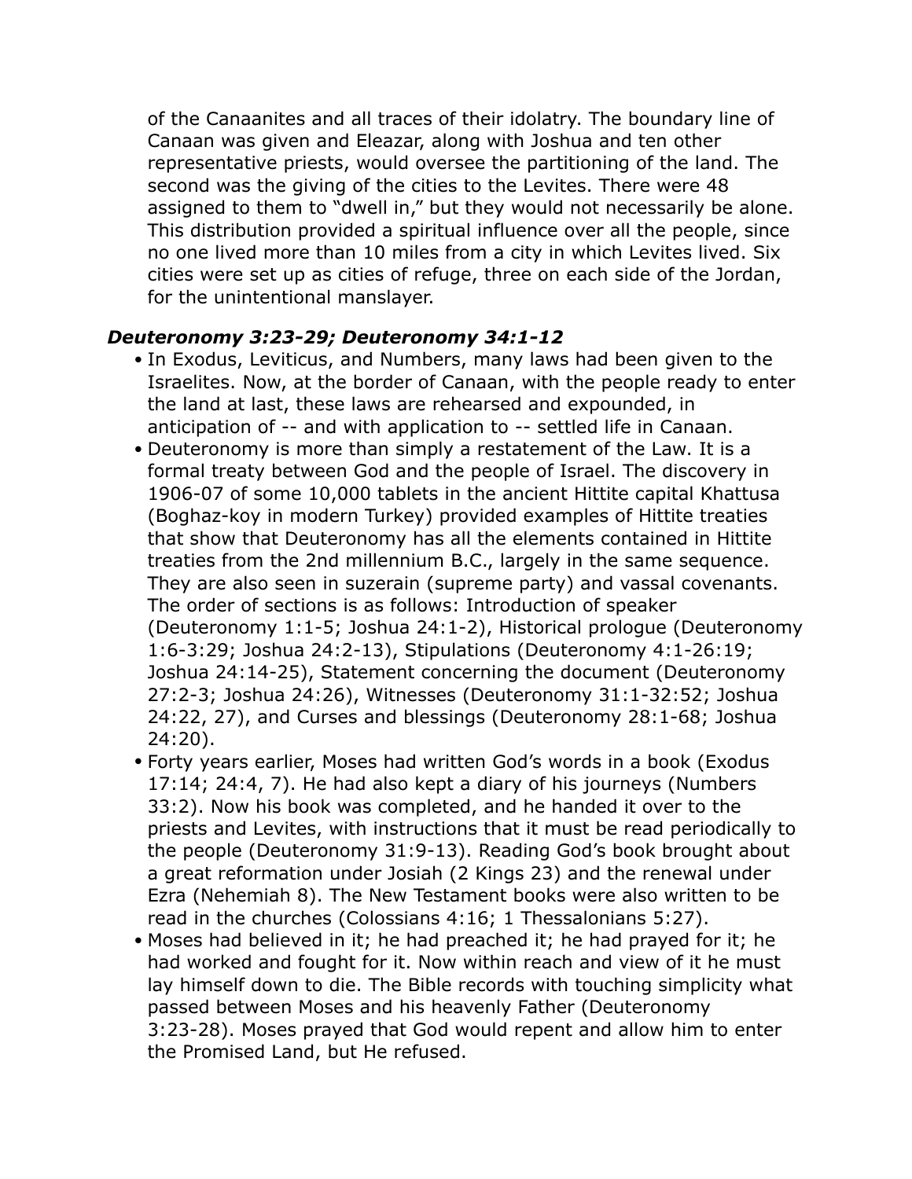of the Canaanites and all traces of their idolatry. The boundary line of Canaan was given and Eleazar, along with Joshua and ten other representative priests, would oversee the partitioning of the land. The second was the giving of the cities to the Levites. There were 48 assigned to them to "dwell in," but they would not necessarily be alone. This distribution provided a spiritual influence over all the people, since no one lived more than 10 miles from a city in which Levites lived. Six cities were set up as cities of refuge, three on each side of the Jordan, for the unintentional manslayer.

### *Deuteronomy 3:23-29; Deuteronomy 34:1-12*

- In Exodus, Leviticus, and Numbers, many laws had been given to the Israelites. Now, at the border of Canaan, with the people ready to enter the land at last, these laws are rehearsed and expounded, in anticipation of -- and with application to -- settled life in Canaan.
- Deuteronomy is more than simply a restatement of the Law. It is a formal treaty between God and the people of Israel. The discovery in 1906-07 of some 10,000 tablets in the ancient Hittite capital Khattusa (Boghaz-koy in modern Turkey) provided examples of Hittite treaties that show that Deuteronomy has all the elements contained in Hittite treaties from the 2nd millennium B.C., largely in the same sequence. They are also seen in suzerain (supreme party) and vassal covenants. The order of sections is as follows: Introduction of speaker (Deuteronomy 1:1-5; Joshua 24:1-2), Historical prologue (Deuteronomy 1:6-3:29; Joshua 24:2-13), Stipulations (Deuteronomy 4:1-26:19; Joshua 24:14-25), Statement concerning the document (Deuteronomy 27:2-3; Joshua 24:26), Witnesses (Deuteronomy 31:1-32:52; Joshua 24:22, 27), and Curses and blessings (Deuteronomy 28:1-68; Joshua 24:20).
- Forty years earlier, Moses had written God's words in a book (Exodus 17:14; 24:4, 7). He had also kept a diary of his journeys (Numbers 33:2). Now his book was completed, and he handed it over to the priests and Levites, with instructions that it must be read periodically to the people (Deuteronomy 31:9-13). Reading God's book brought about a great reformation under Josiah (2 Kings 23) and the renewal under Ezra (Nehemiah 8). The New Testament books were also written to be read in the churches (Colossians 4:16; 1 Thessalonians 5:27).
- Moses had believed in it; he had preached it; he had prayed for it; he had worked and fought for it. Now within reach and view of it he must lay himself down to die. The Bible records with touching simplicity what passed between Moses and his heavenly Father (Deuteronomy 3:23-28). Moses prayed that God would repent and allow him to enter the Promised Land, but He refused.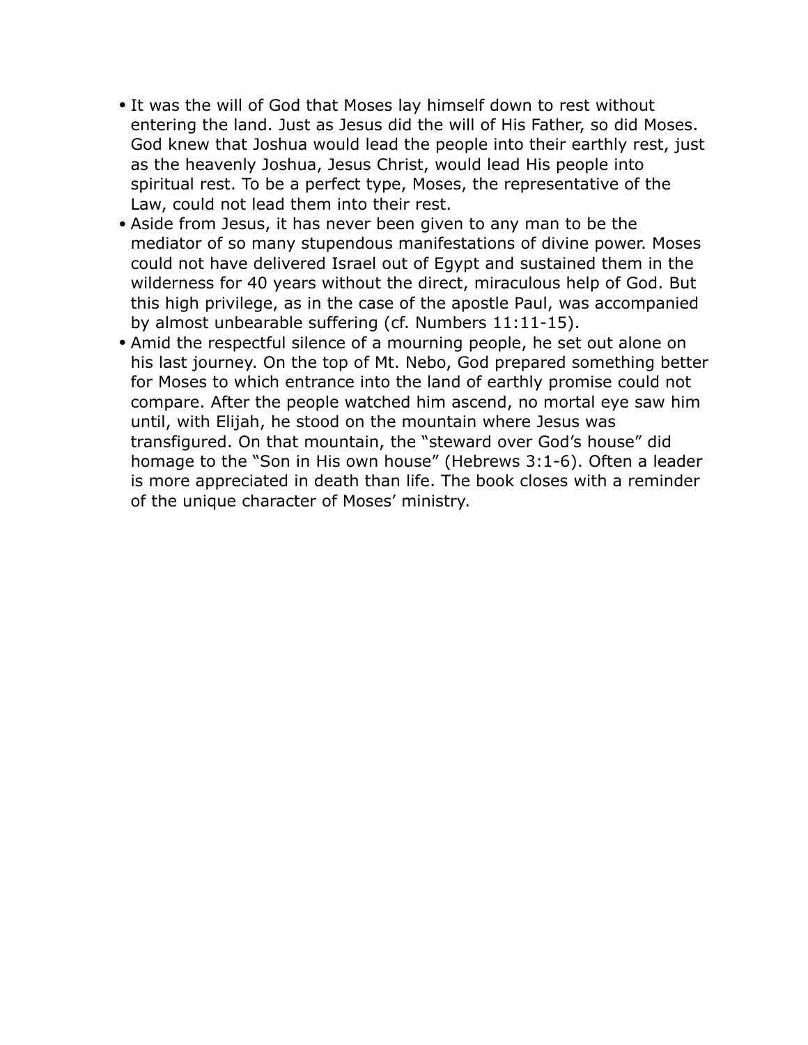- It was the will of God that Moses lay himself down to rest without entering the land. Just as Jesus did the will of His Father, so did Moses. God knew that Joshua would lead the people into their earthly rest, just as the heavenly Joshua, Jesus Christ, would lead His people into spiritual rest. To be a perfect type, Moses, the representative of the Law, could not lead them into their rest.
- Aside from Jesus, it has never been given to any man to be the mediator of so many stupendous manifestations of divine power. Moses could not have delivered Israel out of Egypt and sustained them in the wilderness for 40 years without the direct, miraculous help of God. But this high privilege, as in the case of the apostle Paul, was accompanied by almost unbearable suffering (cf. Numbers 11:11-15).
- Amid the respectful silence of a mourning people, he set out alone on his last journey. On the top of Mt. Nebo, God prepared something better for Moses to which entrance into the land of earthly promise could not compare. After the people watched him ascend, no mortal eye saw him until, with Elijah, he stood on the mountain where Jesus was transfigured. On that mountain, the "steward over God's house" did homage to the "Son in His own house" (Hebrews 3:1-6). Often a leader is more appreciated in death than life. The book closes with a reminder of the unique character of Moses' ministry.